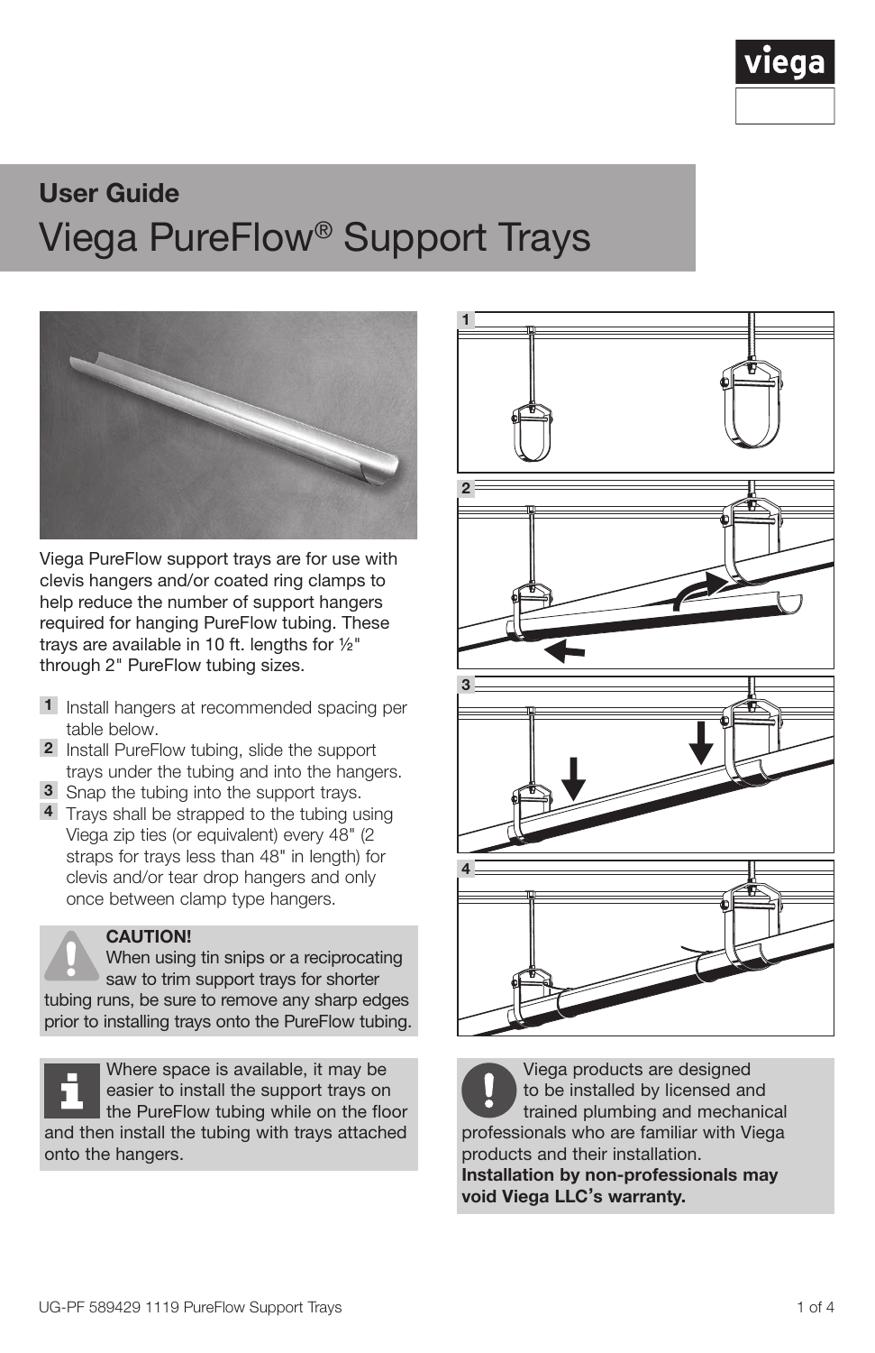## User Guide

# Viega PureFlow® Support Trays

Viega PureFlow support trays are for use with clevis hangers and/or coated ring clamps to help reduce the number of support hangers required for hanging PureFlow tubing. These trays are available in 10 ft. lengths for ½" through 2" PureFlow tubing sizes.

1. Install hangers at recommended spacing per table below.
2. Install PureFlow tubing, slide the support trays under the tubing and into the hangers.
3. Snap the tubing into the support trays.
4. Trays shall be strapped to the tubing using Viega zip ties (or equivalent) every 48" (2 straps for trays less than 48" in length) for clevis and/or tear drop hangers and only once between clamp type hangers.

**CAUTION!**
When using tin snips or a reciprocating saw to trim support trays for shorter tubing runs, be sure to remove any sharp edges prior to installing trays onto the PureFlow tubing.

Where space is available, it may be easier to install the support trays on the PureFlow tubing while on the floor and then install the tubing with trays attached onto the hangers.

Viega products are designed to be installed by licensed and trained plumbing and mechanical professionals who are familiar with Viega products and their installation.
**Installation by non-professionals may void Viega LLC's warranty.**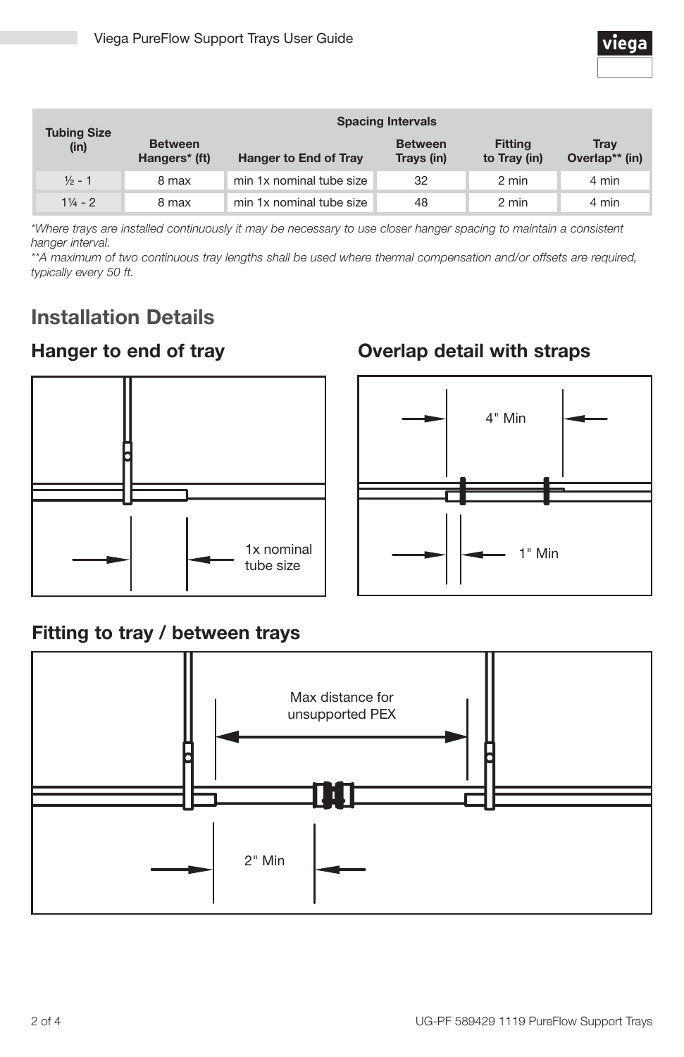| Tubing Size (in) | Spacing Intervals | | | | |
|---|---|---|---|---|---|
| | Between Hangers* (ft) | Hanger to End of Tray | Between Trays (in) | Fitting to Tray (in) | Tray Overlap** (in) |
| ½ - 1 | 8 max | min 1x nominal tube size | 32 | 2 min | 4 min |
| 1¼ - 2 | 8 max | min 1x nominal tube size | 48 | 2 min | 4 min |

*Where trays are installed continuously it may be necessary to use closer hanger spacing to maintain a consistent hanger interval.*

***A maximum of two continuous tray lengths shall be used where thermal compensation and/or offsets are required, typically every 50 ft.*

## Installation Details

### Hanger to end of tray

1x nominal tube size

### Overlap detail with straps

4" Min

1" Min

### Fitting to tray / between trays

Max distance for unsupported PEX

2" Min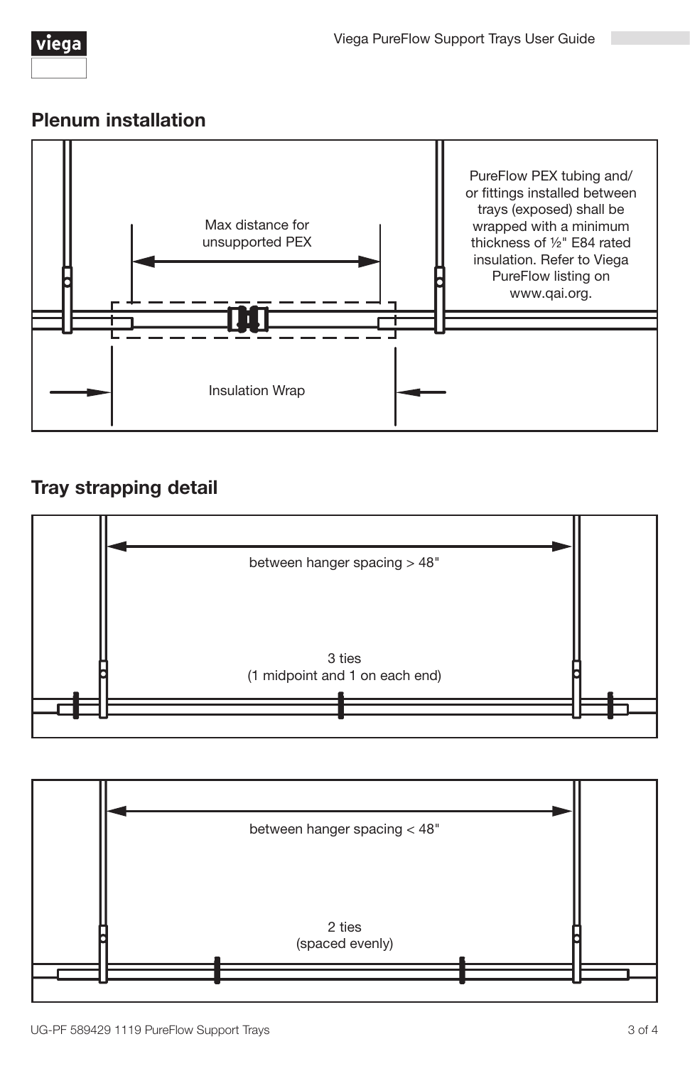## Plenum installation

Max distance for unsupported PEX

PureFlow PEX tubing and/or fittings installed between trays (exposed) shall be wrapped with a minimum thickness of ½" E84 rated insulation. Refer to Viega PureFlow listing on www.qai.org.

Insulation Wrap

## Tray strapping detail

between hanger spacing > 48"

3 ties
(1 midpoint and 1 on each end)

between hanger spacing < 48"

2 ties
(spaced evenly)

UG-PF 589429 1119 PureFlow Support Trays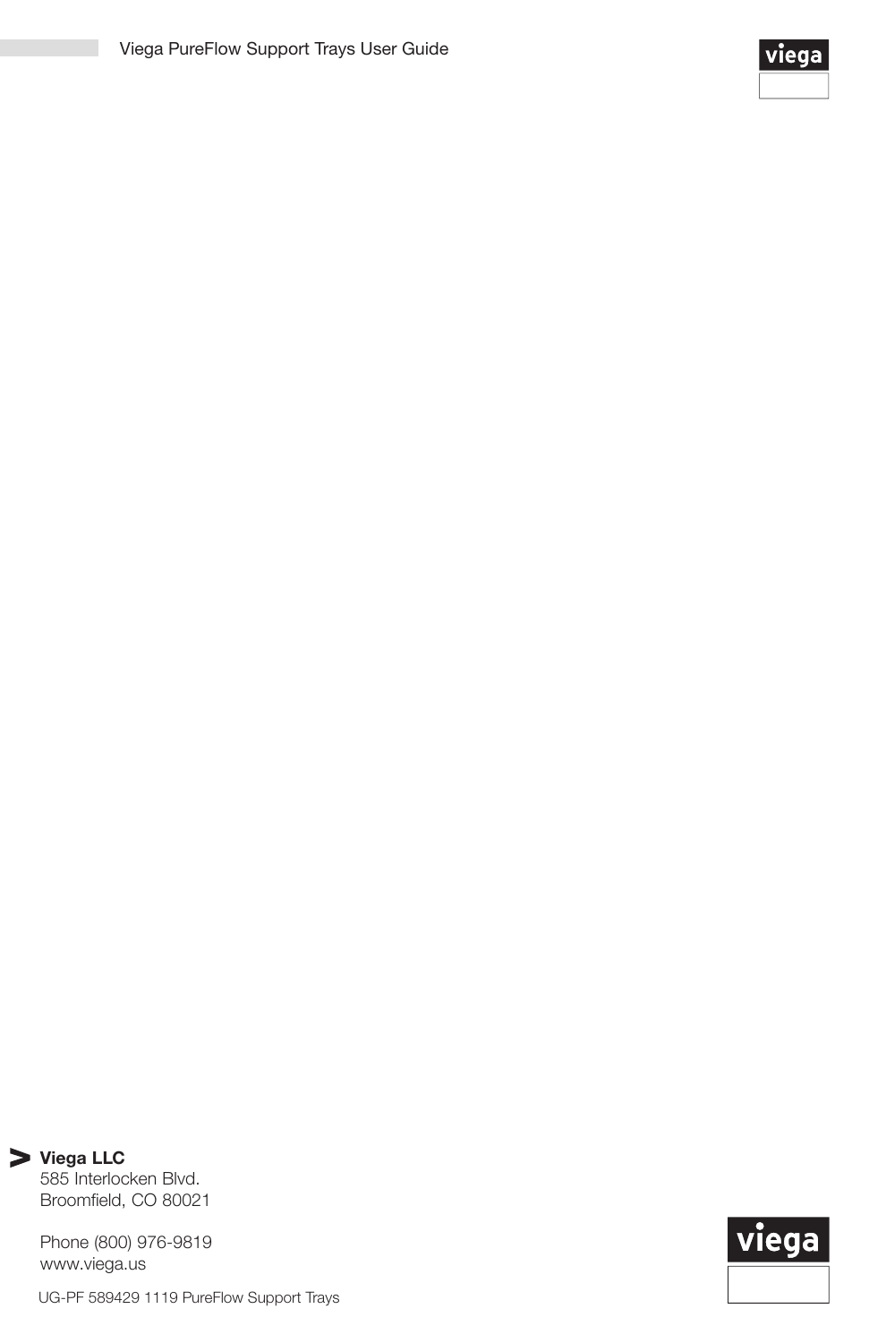**Viega LLC**
585 Interlocken Blvd.
Broomfield, CO 80021

Phone (800) 976-9819
www.viega.us

UG-PF 589429 1119 PureFlow Support Trays